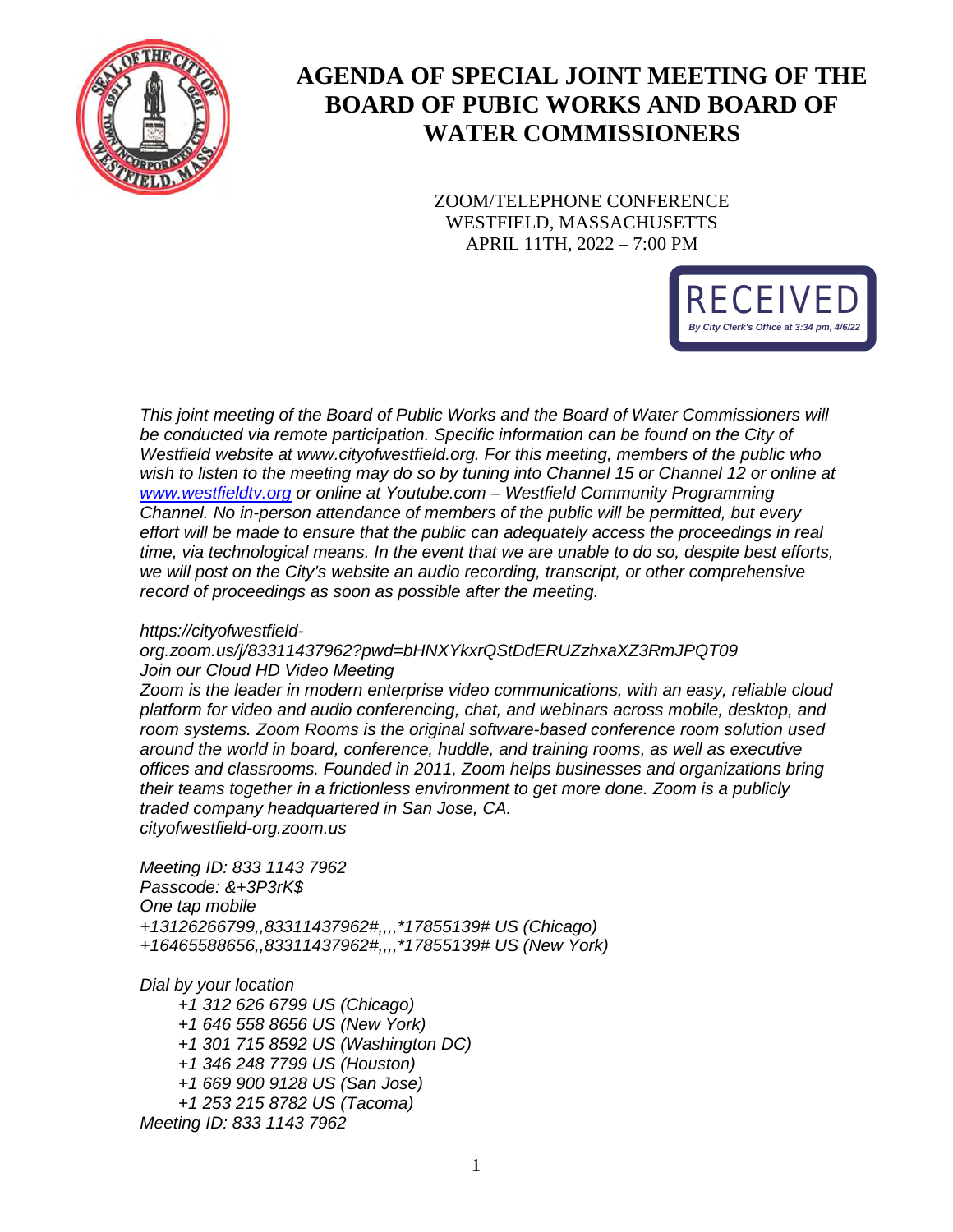# AGENDA OF SPECIAL JOINT MEETING OF THE BOARD OF PUBIC WORKS AND BOARD OF WATER COMMISSIONERS

ZOOM/TELEPHONE CONFERENCE
WESTFIELD, MASSACHUSETTS
APRIL 11TH, 2022 – 7:00 PM

RECEIVED
*By City Clerk's Office at 3:34 pm, 4/6/22*

*This joint meeting of the Board of Public Works and the Board of Water Commissioners will be conducted via remote participation. Specific information can be found on the City of Westfield website at www.cityofwestfield.org. For this meeting, members of the public who wish to listen to the meeting may do so by tuning into Channel 15 or Channel 12 or online at [www.westfieldtv.org](http://www.westfieldtv.org) or online at Youtube.com – Westfield Community Programming Channel. No in-person attendance of members of the public will be permitted, but every effort will be made to ensure that the public can adequately access the proceedings in real time, via technological means. In the event that we are unable to do so, despite best efforts, we will post on the City's website an audio recording, transcript, or other comprehensive record of proceedings as soon as possible after the meeting.*

*https://cityofwestfield-org.zoom.us/j/83311437962?pwd=bHNXYkxrQStDdERUZzhxaXZ3RmJPQT09*
*Join our Cloud HD Video Meeting*
*Zoom is the leader in modern enterprise video communications, with an easy, reliable cloud platform for video and audio conferencing, chat, and webinars across mobile, desktop, and room systems. Zoom Rooms is the original software-based conference room solution used around the world in board, conference, huddle, and training rooms, as well as executive offices and classrooms. Founded in 2011, Zoom helps businesses and organizations bring their teams together in a frictionless environment to get more done. Zoom is a publicly traded company headquartered in San Jose, CA.*
*cityofwestfield-org.zoom.us*

*Meeting ID: 833 1143 7962*
*Passcode: &+3P3rK$*
*One tap mobile*
*+13126266799,,83311437962#,,,,*17855139# US (Chicago)*
*+16465588656,,83311437962#,,,,*17855139# US (New York)*

*Dial by your location*
*+1 312 626 6799 US (Chicago)*
*+1 646 558 8656 US (New York)*
*+1 301 715 8592 US (Washington DC)*
*+1 346 248 7799 US (Houston)*
*+1 669 900 9128 US (San Jose)*
*+1 253 215 8782 US (Tacoma)*
*Meeting ID: 833 1143 7962*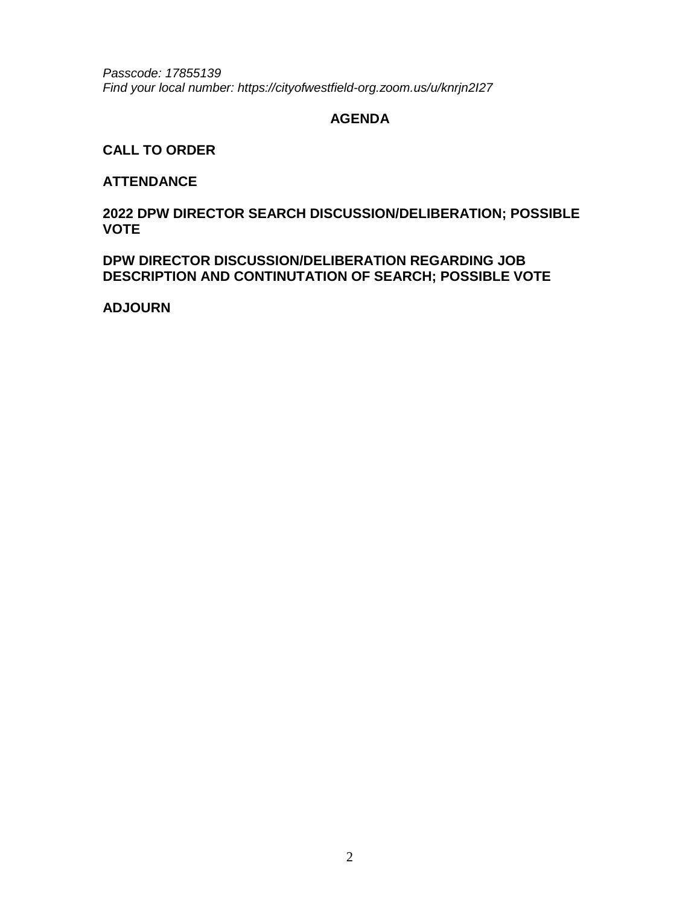*Passcode: 17855139*
*Find your local number: https://cityofwestfield-org.zoom.us/u/knrjn2I27*

## AGENDA

**CALL TO ORDER**

**ATTENDANCE**

**2022 DPW DIRECTOR SEARCH DISCUSSION/DELIBERATION; POSSIBLE VOTE**

**DPW DIRECTOR DISCUSSION/DELIBERATION REGARDING JOB DESCRIPTION AND CONTINUTATION OF SEARCH; POSSIBLE VOTE**

**ADJOURN**